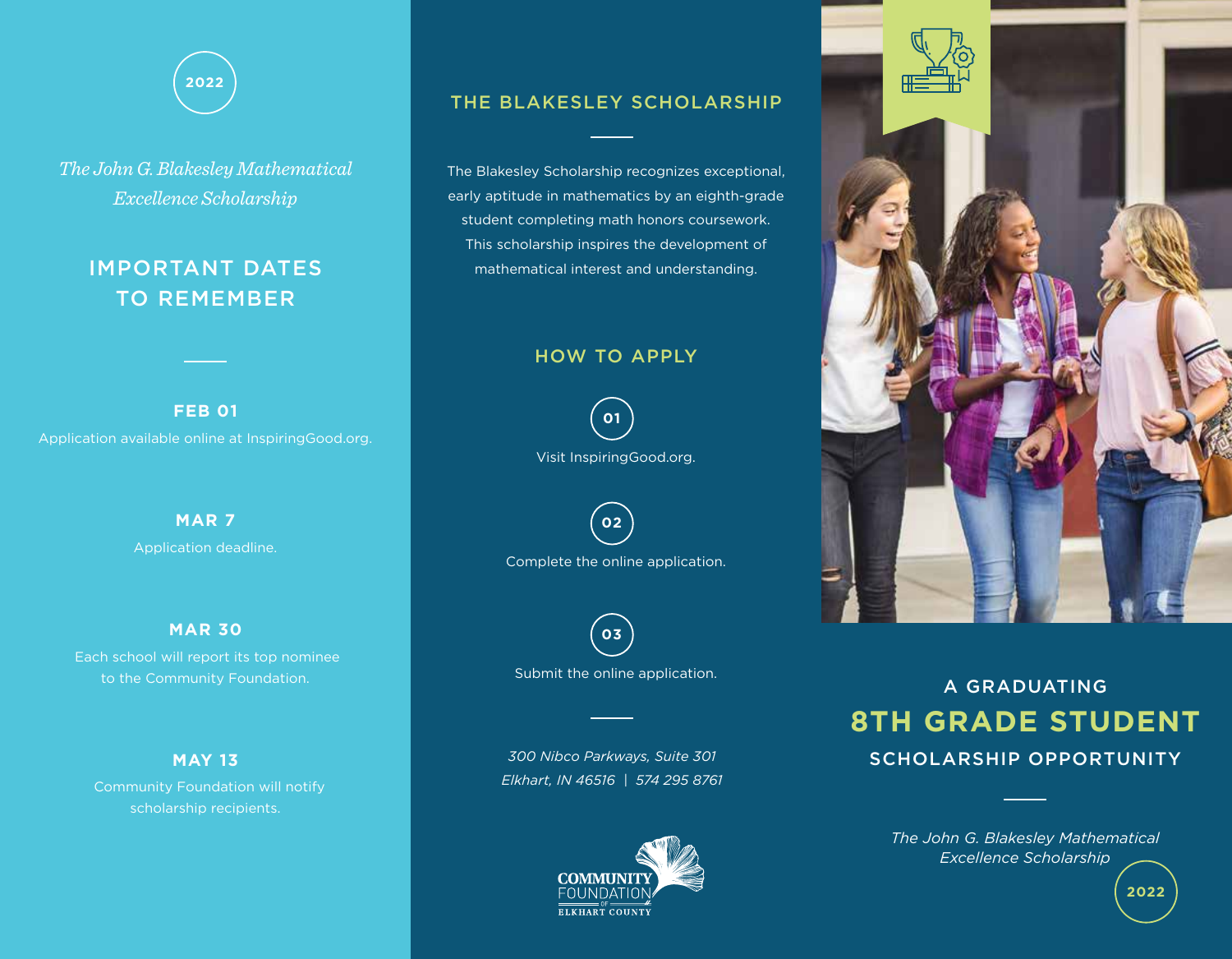2022

*The John G. Blakesley Mathematical Excellence Scholarship*

# IMPORTANT DATES TO REMEMBER

**FEB 01**

Application available online at InspiringGood.org.

**MAR 7**

Application deadline.

**MAR 30**

Each school will report its top nominee to the Community Foundation.

**MAY 13**

Community Foundation will notify scholarship recipients.

## THE BLAKESLEY SCHOLARSHIP

The Blakesley Scholarship recognizes exceptional, early aptitude in mathematics by an eighth-grade student completing math honors coursework. This scholarship inspires the development of mathematical interest and understanding.

## HOW TO APPLY

01 Visit InspiringGood.org.

02 Complete the online application.

03 Submit the online application.

*300 Nibco Parkways, Suite 301*
*Elkhart, IN 46516 | 574 295 8761*

COMMUNITY FOUNDATION OF ELKHART COUNTY

# A GRADUATING 8TH GRADE STUDENT SCHOLARSHIP OPPORTUNITY

*The John G. Blakesley Mathematical Excellence Scholarship*

2022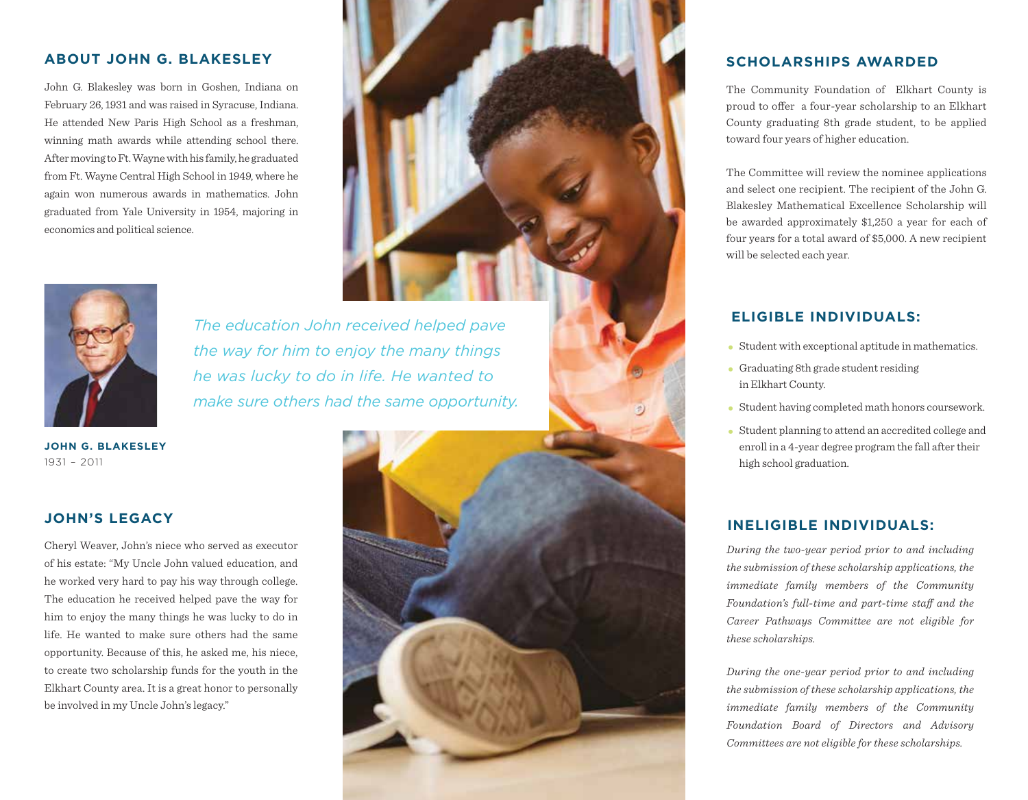## ABOUT JOHN G. BLAKESLEY

John G. Blakesley was born in Goshen, Indiana on February 26, 1931 and was raised in Syracuse, Indiana. He attended New Paris High School as a freshman, winning math awards while attending school there. After moving to Ft. Wayne with his family, he graduated from Ft. Wayne Central High School in 1949, where he again won numerous awards in mathematics. John graduated from Yale University in 1954, majoring in economics and political science.

*The education John received helped pave the way for him to enjoy the many things he was lucky to do in life. He wanted to make sure others had the same opportunity.*

**JOHN G. BLAKESLEY**
1931 – 2011

## JOHN'S LEGACY

Cheryl Weaver, John's niece who served as executor of his estate: "My Uncle John valued education, and he worked very hard to pay his way through college. The education he received helped pave the way for him to enjoy the many things he was lucky to do in life. He wanted to make sure others had the same opportunity. Because of this, he asked me, his niece, to create two scholarship funds for the youth in the Elkhart County area. It is a great honor to personally be involved in my Uncle John's legacy."

## SCHOLARSHIPS AWARDED

The Community Foundation of Elkhart County is proud to offer a four-year scholarship to an Elkhart County graduating 8th grade student, to be applied toward four years of higher education.

The Committee will review the nominee applications and select one recipient. The recipient of the John G. Blakesley Mathematical Excellence Scholarship will be awarded approximately $1,250 a year for each of four years for a total award of $5,000. A new recipient will be selected each year.

## ELIGIBLE INDIVIDUALS:

- Student with exceptional aptitude in mathematics.
- Graduating 8th grade student residing in Elkhart County.
- Student having completed math honors coursework.
- Student planning to attend an accredited college and enroll in a 4-year degree program the fall after their high school graduation.

## INELIGIBLE INDIVIDUALS:

*During the two-year period prior to and including the submission of these scholarship applications, the immediate family members of the Community Foundation's full-time and part-time staff and the Career Pathways Committee are not eligible for these scholarships.*

*During the one-year period prior to and including the submission of these scholarship applications, the immediate family members of the Community Foundation Board of Directors and Advisory Committees are not eligible for these scholarships.*